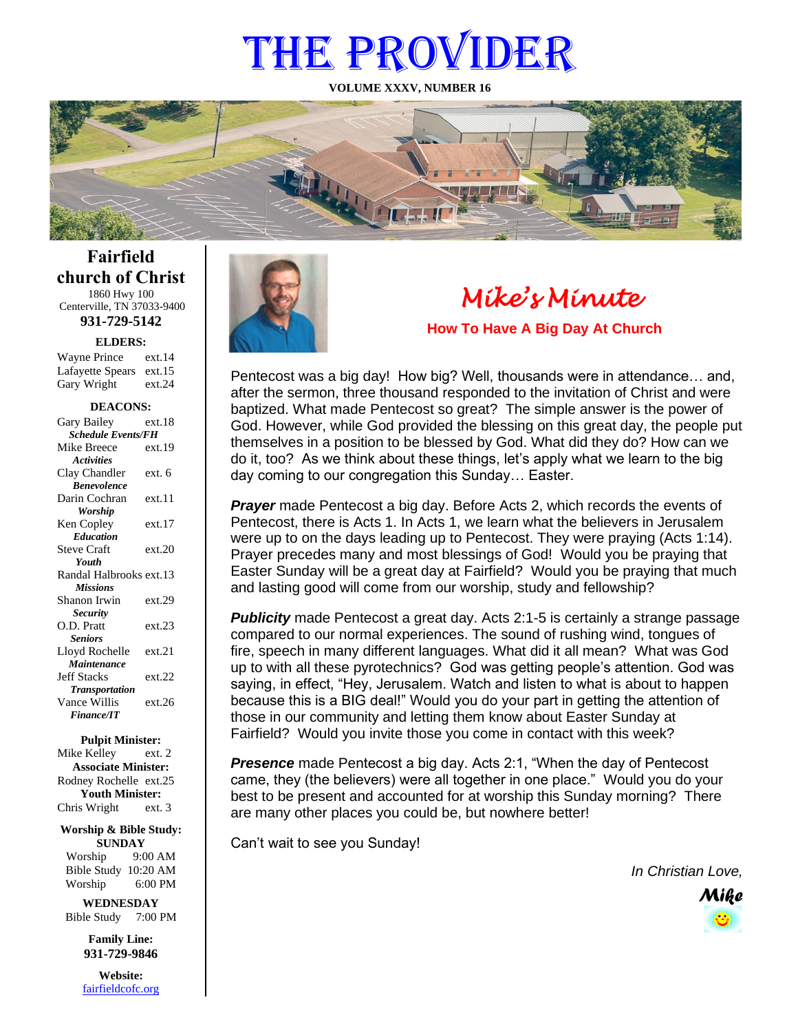# THE PROVIDER

**VOLUME XXXV, NUMBER 16**

## Fairfield church of Christ

1860 Hwy 100
Centerville, TN 37033-9400

**931-729-5142**

**ELDERS:**

Wayne Prince ext.14
Lafayette Spears ext.15
Gary Wright ext.24

**DEACONS:**

Gary Bailey ext.18
***Schedule Events/FH***

Mike Breece ext.19
***Activities***

Clay Chandler ext. 6
***Benevolence***

Darin Cochran ext.11
***Worship***

Ken Copley ext.17
***Education***

Steve Craft ext.20
***Youth***

Randal Halbrooks ext.13
***Missions***

Shanon Irwin ext.29
***Security***

O.D. Pratt ext.23
***Seniors***

Lloyd Rochelle ext.21
***Maintenance***

Jeff Stacks ext.22
***Transportation***

Vance Willis ext.26
***Finance/IT***

**Pulpit Minister:**
Mike Kelley ext. 2

**Associate Minister:**
Rodney Rochelle ext.25

**Youth Minister:**
Chris Wright ext. 3

**Worship & Bible Study:**

**SUNDAY**
Worship 9:00 AM
Bible Study 10:20 AM
Worship 6:00 PM

**WEDNESDAY**
Bible Study 7:00 PM

**Family Line:**
**931-729-9846**

**Website:**
fairfieldcofc.org

## *Mike's Minute*

### How To Have A Big Day At Church

Pentecost was a big day! How big? Well, thousands were in attendance… and, after the sermon, three thousand responded to the invitation of Christ and were baptized. What made Pentecost so great? The simple answer is the power of God. However, while God provided the blessing on this great day, the people put themselves in a position to be blessed by God. What did they do? How can we do it, too? As we think about these things, let's apply what we learn to the big day coming to our congregation this Sunday… Easter.

***Prayer*** made Pentecost a big day. Before Acts 2, which records the events of Pentecost, there is Acts 1. In Acts 1, we learn what the believers in Jerusalem were up to on the days leading up to Pentecost. They were praying (Acts 1:14). Prayer precedes many and most blessings of God! Would you be praying that Easter Sunday will be a great day at Fairfield? Would you be praying that much and lasting good will come from our worship, study and fellowship?

***Publicity*** made Pentecost a great day. Acts 2:1-5 is certainly a strange passage compared to our normal experiences. The sound of rushing wind, tongues of fire, speech in many different languages. What did it all mean? What was God up to with all these pyrotechnics? God was getting people's attention. God was saying, in effect, "Hey, Jerusalem. Watch and listen to what is about to happen because this is a BIG deal!" Would you do your part in getting the attention of those in our community and letting them know about Easter Sunday at Fairfield? Would you invite those you come in contact with this week?

***Presence*** made Pentecost a big day. Acts 2:1, "When the day of Pentecost came, they (the believers) were all together in one place." Would you do your best to be present and accounted for at worship this Sunday morning? There are many other places you could be, but nowhere better!

Can't wait to see you Sunday!

*In Christian Love,*

***Mike***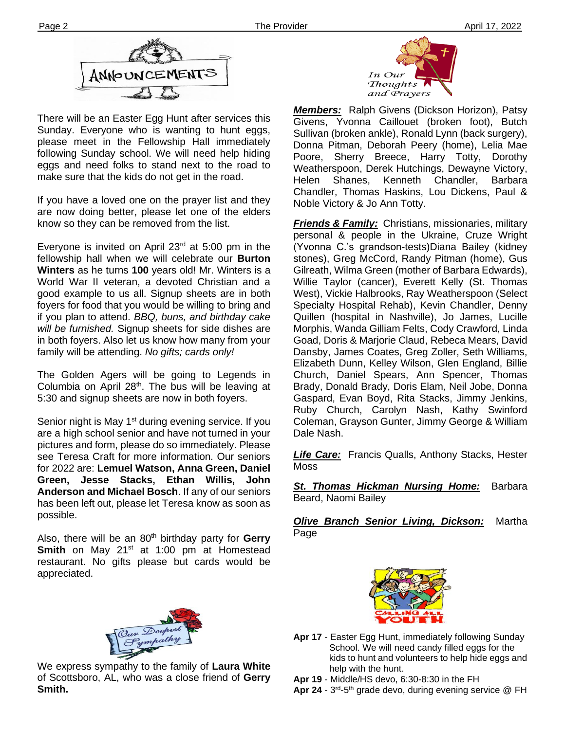## Announcements

There will be an Easter Egg Hunt after services this Sunday. Everyone who is wanting to hunt eggs, please meet in the Fellowship Hall immediately following Sunday school. We will need help hiding eggs and need folks to stand next to the road to make sure that the kids do not get in the road.

If you have a loved one on the prayer list and they are now doing better, please let one of the elders know so they can be removed from the list.

Everyone is invited on April 23rd at 5:00 pm in the fellowship hall when we will celebrate our **Burton Winters** as he turns **100** years old! Mr. Winters is a World War II veteran, a devoted Christian and a good example to us all. Signup sheets are in both foyers for food that you would be willing to bring and if you plan to attend. *BBQ, buns, and birthday cake will be furnished.* Signup sheets for side dishes are in both foyers. Also let us know how many from your family will be attending. *No gifts; cards only!*

The Golden Agers will be going to Legends in Columbia on April 28th. The bus will be leaving at 5:30 and signup sheets are now in both foyers.

Senior night is May 1st during evening service. If you are a high school senior and have not turned in your pictures and form, please do so immediately. Please see Teresa Craft for more information. Our seniors for 2022 are: **Lemuel Watson, Anna Green, Daniel Green, Jesse Stacks, Ethan Willis, John Anderson and Michael Bosch**. If any of our seniors has been left out, please let Teresa know as soon as possible.

Also, there will be an 80th birthday party for **Gerry Smith** on May 21st at 1:00 pm at Homestead restaurant. No gifts please but cards would be appreciated.

## Our Deepest Sympathy

We express sympathy to the family of **Laura White** of Scottsboro, AL, who was a close friend of **Gerry Smith.**

## In Our Thoughts and Prayers

***Members:*** Ralph Givens (Dickson Horizon), Patsy Givens, Yvonna Caillouet (broken foot), Butch Sullivan (broken ankle), Ronald Lynn (back surgery), Donna Pitman, Deborah Peery (home), Lelia Mae Poore, Sherry Breece, Harry Totty, Dorothy Weatherspoon, Derek Hutchings, Dewayne Victory, Helen Shanes, Kenneth Chandler, Barbara Chandler, Thomas Haskins, Lou Dickens, Paul & Noble Victory & Jo Ann Totty.

***Friends & Family:*** Christians, missionaries, military personal & people in the Ukraine, Cruze Wright (Yvonna C.'s grandson-tests)Diana Bailey (kidney stones), Greg McCord, Randy Pitman (home), Gus Gilreath, Wilma Green (mother of Barbara Edwards), Willie Taylor (cancer), Everett Kelly (St. Thomas West), Vickie Halbrooks, Ray Weatherspoon (Select Specialty Hospital Rehab), Kevin Chandler, Denny Quillen (hospital in Nashville), Jo James, Lucille Morphis, Wanda Gilliam Felts, Cody Crawford, Linda Goad, Doris & Marjorie Claud, Rebeca Mears, David Dansby, James Coates, Greg Zoller, Seth Williams, Elizabeth Dunn, Kelley Wilson, Glen England, Billie Church, Daniel Spears, Ann Spencer, Thomas Brady, Donald Brady, Doris Elam, Neil Jobe, Donna Gaspard, Evan Boyd, Rita Stacks, Jimmy Jenkins, Ruby Church, Carolyn Nash, Kathy Swinford Coleman, Grayson Gunter, Jimmy George & William Dale Nash.

***Life Care:*** Francis Qualls, Anthony Stacks, Hester Moss

***St. Thomas Hickman Nursing Home:*** Barbara Beard, Naomi Bailey

***Olive Branch Senior Living, Dickson:*** Martha Page

## Calling All Youth

**Apr 17** - Easter Egg Hunt, immediately following Sunday School. We will need candy filled eggs for the kids to hunt and volunteers to help hide eggs and help with the hunt.

**Apr 19** - Middle/HS devo, 6:30-8:30 in the FH

**Apr 24** - 3rd-5th grade devo, during evening service @ FH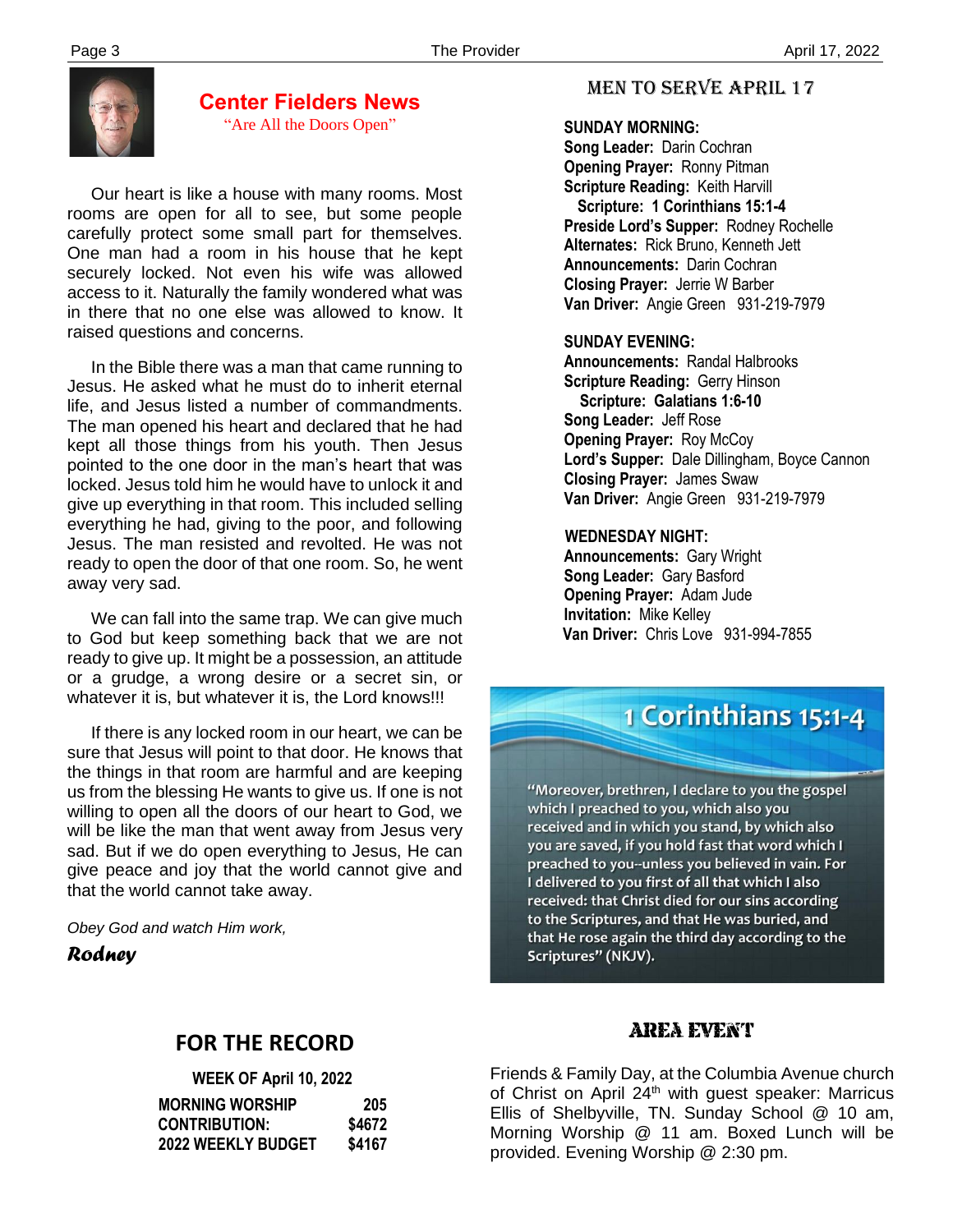## Center Fielders News

"Are All the Doors Open"

Our heart is like a house with many rooms. Most rooms are open for all to see, but some people carefully protect some small part for themselves. One man had a room in his house that he kept securely locked. Not even his wife was allowed access to it. Naturally the family wondered what was in there that no one else was allowed to know. It raised questions and concerns.

In the Bible there was a man that came running to Jesus. He asked what he must do to inherit eternal life, and Jesus listed a number of commandments. The man opened his heart and declared that he had kept all those things from his youth. Then Jesus pointed to the one door in the man's heart that was locked. Jesus told him he would have to unlock it and give up everything in that room. This included selling everything he had, giving to the poor, and following Jesus. The man resisted and revolted. He was not ready to open the door of that one room. So, he went away very sad.

We can fall into the same trap. We can give much to God but keep something back that we are not ready to give up. It might be a possession, an attitude or a grudge, a wrong desire or a secret sin, or whatever it is, but whatever it is, the Lord knows!!!

If there is any locked room in our heart, we can be sure that Jesus will point to that door. He knows that the things in that room are harmful and are keeping us from the blessing He wants to give us. If one is not willing to open all the doors of our heart to God, we will be like the man that went away from Jesus very sad. But if we do open everything to Jesus, He can give peace and joy that the world cannot give and that the world cannot take away.

*Obey God and watch Him work,*

***Rodney***

## MEN TO SERVE APRIL 17

**SUNDAY MORNING:**
**Song Leader:** Darin Cochran
**Opening Prayer:** Ronny Pitman
**Scripture Reading:** Keith Harvill
**Scripture: 1 Corinthians 15:1-4**
**Preside Lord's Supper:** Rodney Rochelle
**Alternates:** Rick Bruno, Kenneth Jett
**Announcements:** Darin Cochran
**Closing Prayer:** Jerrie W Barber
**Van Driver:** Angie Green 931-219-7979

**SUNDAY EVENING:**
**Announcements:** Randal Halbrooks
**Scripture Reading:** Gerry Hinson
**Scripture: Galatians 1:6-10**
**Song Leader:** Jeff Rose
**Opening Prayer:** Roy McCoy
**Lord's Supper:** Dale Dillingham, Boyce Cannon
**Closing Prayer:** James Swaw
**Van Driver:** Angie Green 931-219-7979

**WEDNESDAY NIGHT:**
**Announcements:** Gary Wright
**Song Leader:** Gary Basford
**Opening Prayer:** Adam Jude
**Invitation:** Mike Kelley
**Van Driver:** Chris Love 931-994-7855

### 1 Corinthians 15:1-4

"Moreover, brethren, I declare to you the gospel which I preached to you, which also you received and in which you stand, by which also you are saved, if you hold fast that word which I preached to you--unless you believed in vain. For I delivered to you first of all that which I also received: that Christ died for our sins according to the Scriptures, and that He was buried, and that He rose again the third day according to the Scriptures" (NKJV).

## FOR THE RECORD

**WEEK OF April 10, 2022**

| | |
|---|---|
| **MORNING WORSHIP** | **205** |
| **CONTRIBUTION:** | **$4672** |
| **2022 WEEKLY BUDGET** | **$4167** |

## AREA EVENT

Friends & Family Day, at the Columbia Avenue church of Christ on April 24th with guest speaker: Marricus Ellis of Shelbyville, TN. Sunday School @ 10 am, Morning Worship @ 11 am. Boxed Lunch will be provided. Evening Worship @ 2:30 pm.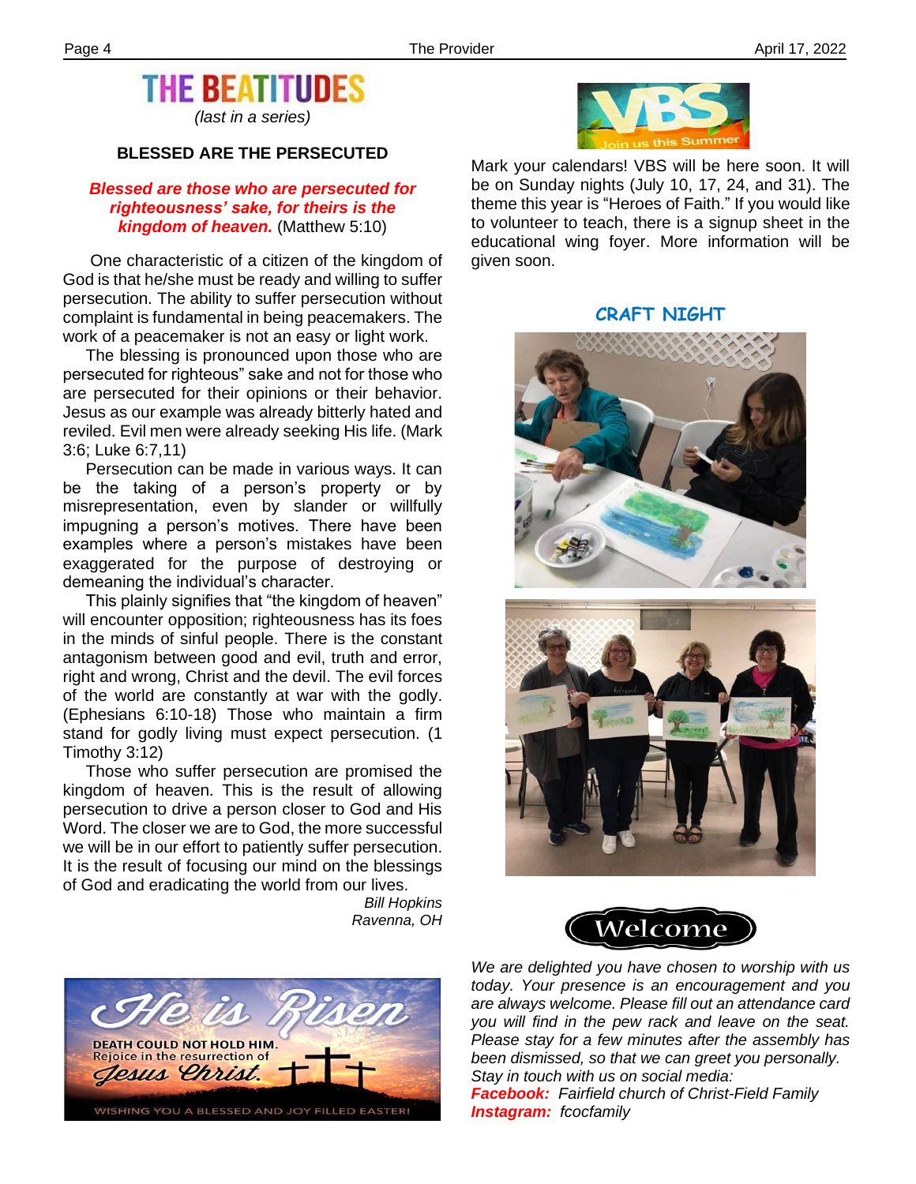# THE BEATITUDES

*(last in a series)*

## BLESSED ARE THE PERSECUTED

***Blessed are those who are persecuted for righteousness' sake, for theirs is the kingdom of heaven.*** (Matthew 5:10)

One characteristic of a citizen of the kingdom of God is that he/she must be ready and willing to suffer persecution. The ability to suffer persecution without complaint is fundamental in being peacemakers. The work of a peacemaker is not an easy or light work.

The blessing is pronounced upon those who are persecuted for righteous" sake and not for those who are persecuted for their opinions or their behavior. Jesus as our example was already bitterly hated and reviled. Evil men were already seeking His life. (Mark 3:6; Luke 6:7,11)

Persecution can be made in various ways. It can be the taking of a person's property or by misrepresentation, even by slander or willfully impugning a person's motives. There have been examples where a person's mistakes have been exaggerated for the purpose of destroying or demeaning the individual's character.

This plainly signifies that "the kingdom of heaven" will encounter opposition; righteousness has its foes in the minds of sinful people. There is the constant antagonism between good and evil, truth and error, right and wrong, Christ and the devil. The evil forces of the world are constantly at war with the godly. (Ephesians 6:10-18) Those who maintain a firm stand for godly living must expect persecution. (1 Timothy 3:12)

Those who suffer persecution are promised the kingdom of heaven. This is the result of allowing persecution to drive a person closer to God and His Word. The closer we are to God, the more successful we will be in our effort to patiently suffer persecution. It is the result of focusing our mind on the blessings of God and eradicating the world from our lives.

*Bill Hopkins*
*Ravenna, OH*

He is Risen

DEATH COULD NOT HOLD HIM.
Rejoice in the resurrection of Jesus Christ.

WISHING YOU A BLESSED AND JOY FILLED EASTER!

VBS

Join us this Summer

Mark your calendars! VBS will be here soon. It will be on Sunday nights (July 10, 17, 24, and 31). The theme this year is "Heroes of Faith." If you would like to volunteer to teach, there is a signup sheet in the educational wing foyer. More information will be given soon.

## CRAFT NIGHT

## Welcome

*We are delighted you have chosen to worship with us today. Your presence is an encouragement and you are always welcome. Please fill out an attendance card you will find in the pew rack and leave on the seat. Please stay for a few minutes after the assembly has been dismissed, so that we can greet you personally. Stay in touch with us on social media:*

***Facebook:*** *Fairfield church of Christ-Field Family*

***Instagram:*** *fcocfamily*